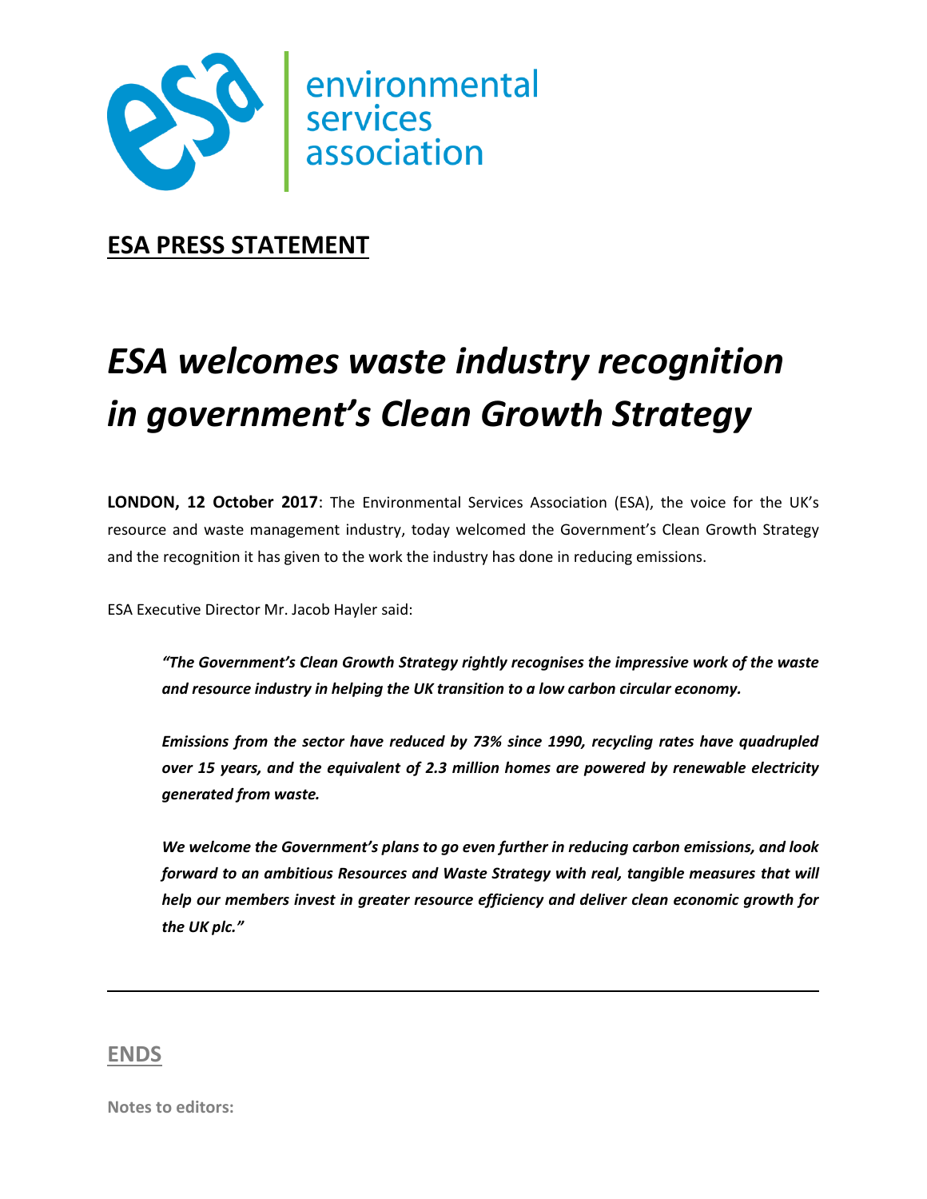environmental services association

**ESA PRESS STATEMENT**

# *ESA welcomes waste industry recognition in government's Clean Growth Strategy*

**LONDON, 12 October 2017**: The Environmental Services Association (ESA), the voice for the UK's resource and waste management industry, today welcomed the Government's Clean Growth Strategy and the recognition it has given to the work the industry has done in reducing emissions.

ESA Executive Director Mr. Jacob Hayler said:

> ***"The Government's Clean Growth Strategy rightly recognises the impressive work of the waste and resource industry in helping the UK transition to a low carbon circular economy.***
>
> ***Emissions from the sector have reduced by 73% since 1990, recycling rates have quadrupled over 15 years, and the equivalent of 2.3 million homes are powered by renewable electricity generated from waste.***
>
> ***We welcome the Government's plans to go even further in reducing carbon emissions, and look forward to an ambitious Resources and Waste Strategy with real, tangible measures that will help our members invest in greater resource efficiency and deliver clean economic growth for the UK plc."***

---

**ENDS**

**Notes to editors:**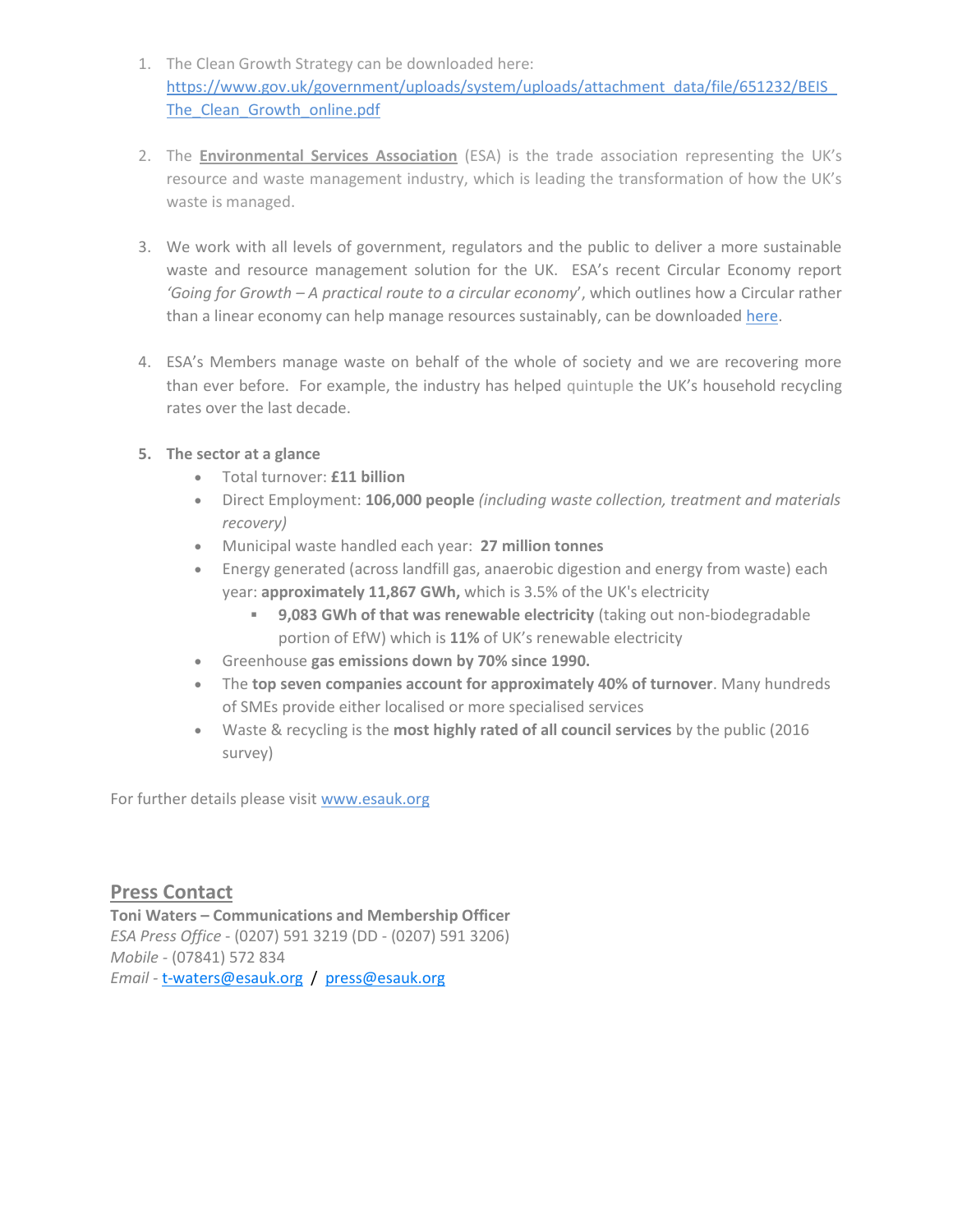1. The Clean Growth Strategy can be downloaded here: https://www.gov.uk/government/uploads/system/uploads/attachment_data/file/651232/BEIS_The_Clean_Growth_online.pdf

2. The **Environmental Services Association** (ESA) is the trade association representing the UK's resource and waste management industry, which is leading the transformation of how the UK's waste is managed.

3. We work with all levels of government, regulators and the public to deliver a more sustainable waste and resource management solution for the UK. ESA's recent Circular Economy report *'Going for Growth – A practical route to a circular economy*', which outlines how a Circular rather than a linear economy can help manage resources sustainably, can be downloaded here.

4. ESA's Members manage waste on behalf of the whole of society and we are recovering more than ever before. For example, the industry has helped quintuple the UK's household recycling rates over the last decade.

5. **The sector at a glance**
   - Total turnover: **£11 billion**
   - Direct Employment: **106,000 people** *(including waste collection, treatment and materials recovery)*
   - Municipal waste handled each year: **27 million tonnes**
   - Energy generated (across landfill gas, anaerobic digestion and energy from waste) each year: **approximately 11,867 GWh,** which is 3.5% of the UK's electricity
     - **9,083 GWh of that was renewable electricity** (taking out non-biodegradable portion of EfW) which is **11%** of UK's renewable electricity
   - Greenhouse **gas emissions down by 70% since 1990.**
   - The **top seven companies account for approximately 40% of turnover**. Many hundreds of SMEs provide either localised or more specialised services
   - Waste & recycling is the **most highly rated of all council services** by the public (2016 survey)

For further details please visit www.esauk.org

## Press Contact

**Toni Waters – Communications and Membership Officer**
*ESA Press Office* - (0207) 591 3219 (DD - (0207) 591 3206)
*Mobile* - (07841) 572 834
*Email* - t-waters@esauk.org / press@esauk.org